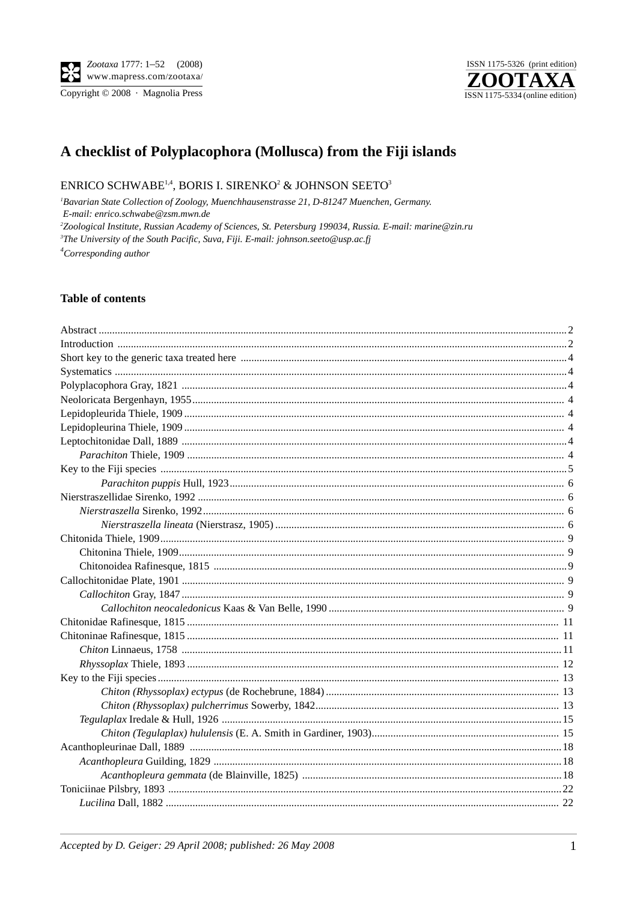# A checklist of Polyplacophora (Mollusca) from the Fiji islands

ENRICO SCHWABE[1,4], BORIS I. SIRENKO[2] & JOHNSON SEETO[3]

[1]*Bavarian State Collection of Zoology, Muenchhausenstrasse 21, D-81247 Muenchen, Germany. E-mail: enrico.schwabe@zsm.mwn.de*

[2]*Zoological Institute, Russian Academy of Sciences, St. Petersburg 199034, Russia. E-mail: marine@zin.ru*

[3]*The University of the South Pacific, Suva, Fiji. E-mail: johnson.seeto@usp.ac.fj*

[4]*Corresponding author*

## Table of contents

Abstract ... 2
Introduction ... 2
Short key to the generic taxa treated here ... 4
Systematics ... 4
Polyplacophora Gray, 1821 ... 4
Neoloricata Bergenhayn, 1955 ... 4
Lepidopleurida Thiele, 1909 ... 4
Lepidopleurina Thiele, 1909 ... 4
Leptochitonidae Dall, 1889 ... 4
- *Parachiton* Thiele, 1909 ... 4

Key to the Fiji species ... 5
- *Parachiton puppis* Hull, 1923 ... 6

Nierstraszellidae Sirenko, 1992 ... 6
- *Nierstraszella* Sirenko, 1992 ... 6
  - *Nierstraszella lineata* (Nierstrasz, 1905) ... 6

Chitonida Thiele, 1909 ... 9
- Chitonina Thiele, 1909 ... 9
- Chitonoidea Rafinesque, 1815 ... 9

Callochitonidae Plate, 1901 ... 9
- *Callochiton* Gray, 1847 ... 9
  - *Callochiton neocaledonicus* Kaas & Van Belle, 1990 ... 9

Chitonidae Rafinesque, 1815 ... 11
Chitoninae Rafinesque, 1815 ... 11
- *Chiton* Linnaeus, 1758 ... 11
- *Rhyssoplax* Thiele, 1893 ... 12

Key to the Fiji species ... 13
- *Chiton (Rhyssoplax) ectypus* (de Rochebrune, 1884) ... 13
- *Chiton (Rhyssoplax) pulcherrimus* Sowerby, 1842 ... 13
- *Tegulaplax* Iredale & Hull, 1926 ... 15
  - *Chiton (Tegulaplax) hululensis* (E. A. Smith in Gardiner, 1903) ... 15

Acanthopleurinae Dall, 1889 ... 18
- *Acanthopleura* Guilding, 1829 ... 18
  - *Acanthopleura gemmata* (de Blainville, 1825) ... 18

Toniciinae Pilsbry, 1893 ... 22
- *Lucilina* Dall, 1882 ... 22

*Accepted by D. Geiger: 29 April 2008; published: 26 May 2008*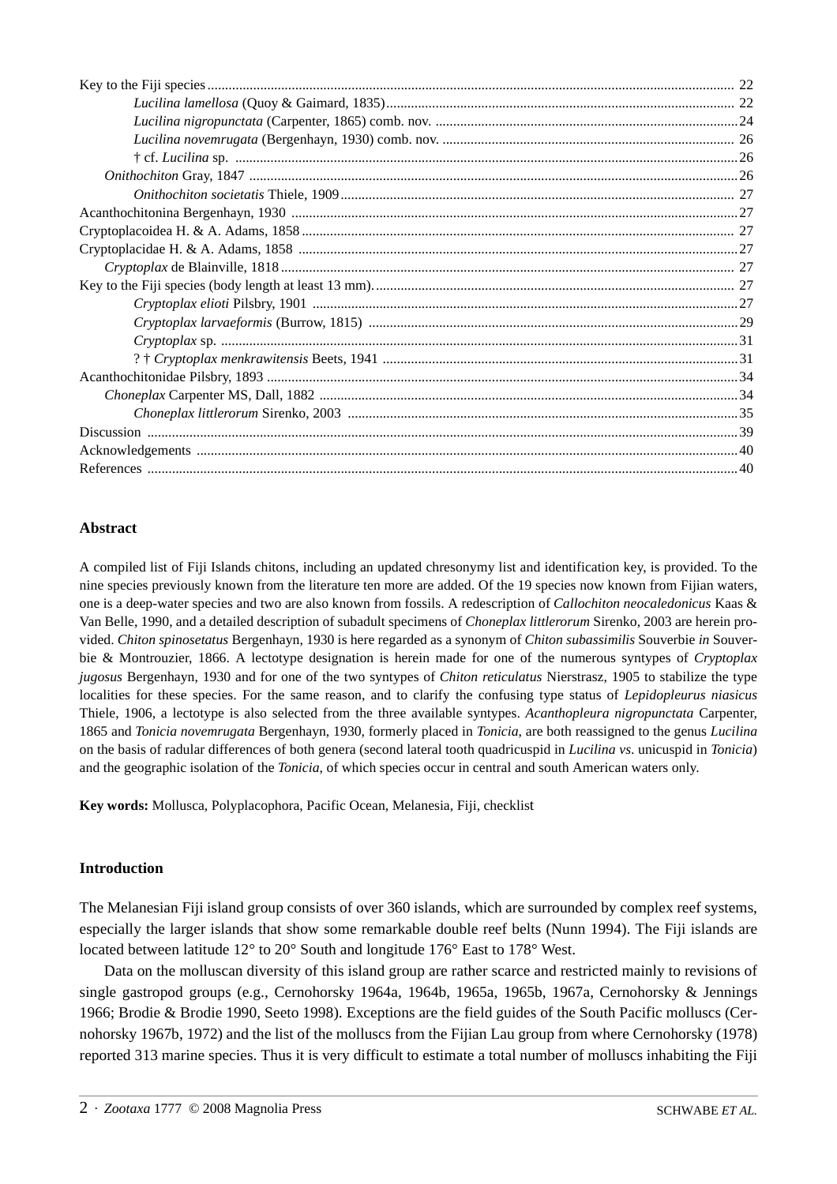Key to the Fiji species ... 22

*Lucilina lamellosa* (Quoy & Gaimard, 1835) ... 22

*Lucilina nigropunctata* (Carpenter, 1865) comb. nov. ... 24

*Lucilina novemrugata* (Bergenhayn, 1930) comb. nov. ... 26

† cf. *Lucilina* sp. ... 26

*Onithochiton* Gray, 1847 ... 26

*Onithochiton societatis* Thiele, 1909 ... 27

Acanthochitonina Bergenhayn, 1930 ... 27

Cryptoplacoidea H. & A. Adams, 1858 ... 27

Cryptoplacidae H. & A. Adams, 1858 ... 27

*Cryptoplax* de Blainville, 1818 ... 27

Key to the Fiji species (body length at least 13 mm). ... 27

*Cryptoplax elioti* Pilsbry, 1901 ... 27

*Cryptoplax larvaeformis* (Burrow, 1815) ... 29

*Cryptoplax* sp. ... 31

? † *Cryptoplax menkrawitensis* Beets, 1941 ... 31

Acanthochitonidae Pilsbry, 1893 ... 34

*Choneplax* Carpenter MS, Dall, 1882 ... 34

*Choneplax littlerorum* Sirenko, 2003 ... 35

Discussion ... 39

Acknowledgements ... 40

References ... 40

## Abstract

A compiled list of Fiji Islands chitons, including an updated chresonymy list and identification key, is provided. To the nine species previously known from the literature ten more are added. Of the 19 species now known from Fijian waters, one is a deep-water species and two are also known from fossils. A redescription of *Callochiton neocaledonicus* Kaas & Van Belle, 1990, and a detailed description of subadult specimens of *Choneplax littlerorum* Sirenko, 2003 are herein provided. *Chiton spinosetatus* Bergenhayn, 1930 is here regarded as a synonym of *Chiton subassimilis* Souverbie *in* Souverbie & Montrouzier, 1866. A lectotype designation is herein made for one of the numerous syntypes of *Cryptoplax jugosus* Bergenhayn, 1930 and for one of the two syntypes of *Chiton reticulatus* Nierstrasz, 1905 to stabilize the type localities for these species. For the same reason, and to clarify the confusing type status of *Lepidopleurus niasicus* Thiele, 1906, a lectotype is also selected from the three available syntypes. *Acanthopleura nigropunctata* Carpenter, 1865 and *Tonicia novemrugata* Bergenhayn, 1930, formerly placed in *Tonicia*, are both reassigned to the genus *Lucilina* on the basis of radular differences of both genera (second lateral tooth quadricuspid in *Lucilina vs.* unicuspid in *Tonicia*) and the geographic isolation of the *Tonicia*, of which species occur in central and south American waters only.

**Key words:** Mollusca, Polyplacophora, Pacific Ocean, Melanesia, Fiji, checklist

## Introduction

The Melanesian Fiji island group consists of over 360 islands, which are surrounded by complex reef systems, especially the larger islands that show some remarkable double reef belts (Nunn 1994). The Fiji islands are located between latitude 12° to 20° South and longitude 176° East to 178° West.

Data on the molluscan diversity of this island group are rather scarce and restricted mainly to revisions of single gastropod groups (e.g., Cernohorsky 1964a, 1964b, 1965a, 1965b, 1967a, Cernohorsky & Jennings 1966; Brodie & Brodie 1990, Seeto 1998). Exceptions are the field guides of the South Pacific molluscs (Cernohorsky 1967b, 1972) and the list of the molluscs from the Fijian Lau group from where Cernohorsky (1978) reported 313 marine species. Thus it is very difficult to estimate a total number of molluscs inhabiting the Fiji